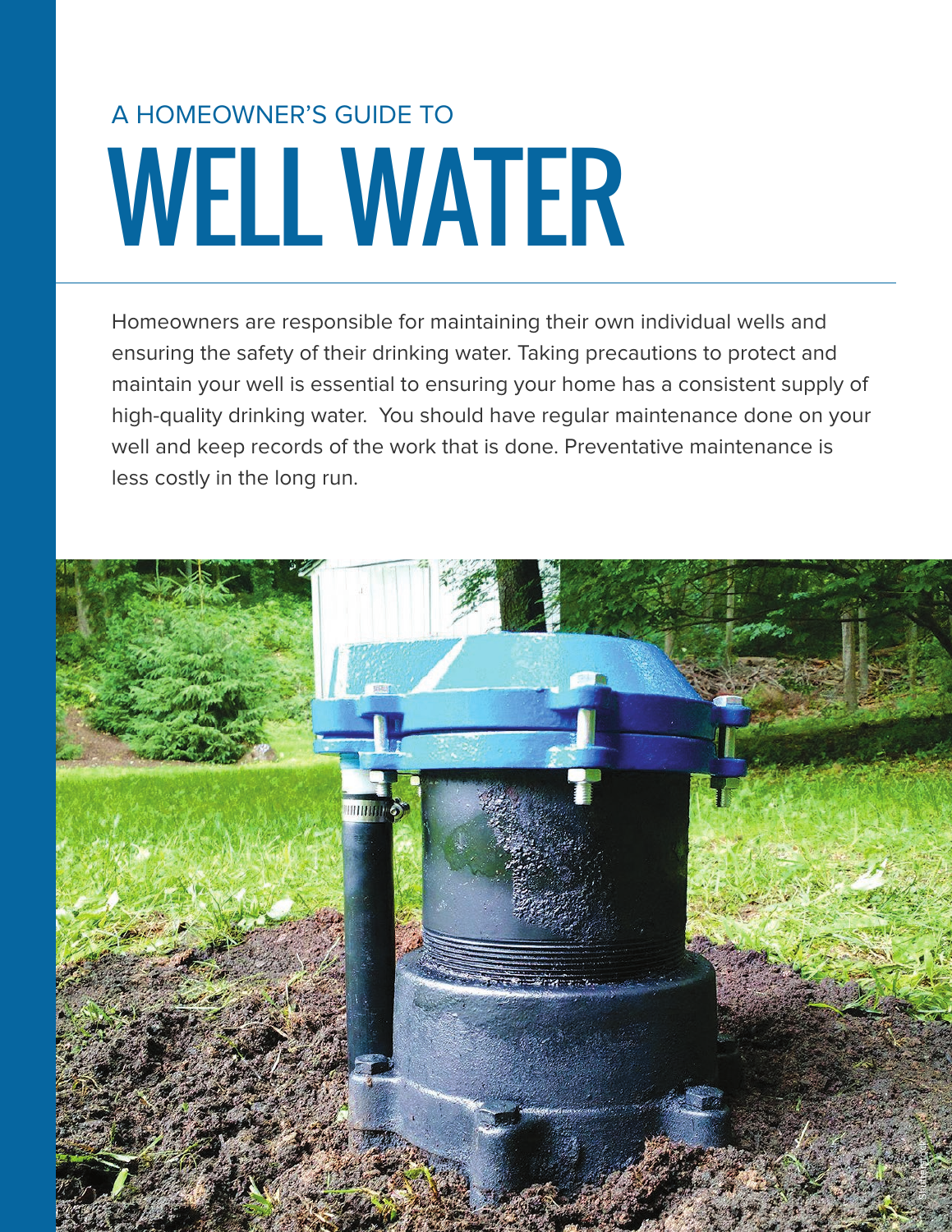A HOMEOWNER'S GUIDE TO

# WELL WATER

Homeowners are responsible for maintaining their own individual wells and ensuring the safety of their drinking water. Taking precautions to protect and maintain your well is essential to ensuring your home has a consistent supply of high-quality drinking water.  You should have regular maintenance done on your well and keep records of the work that is done. Preventative maintenance is less costly in the long run.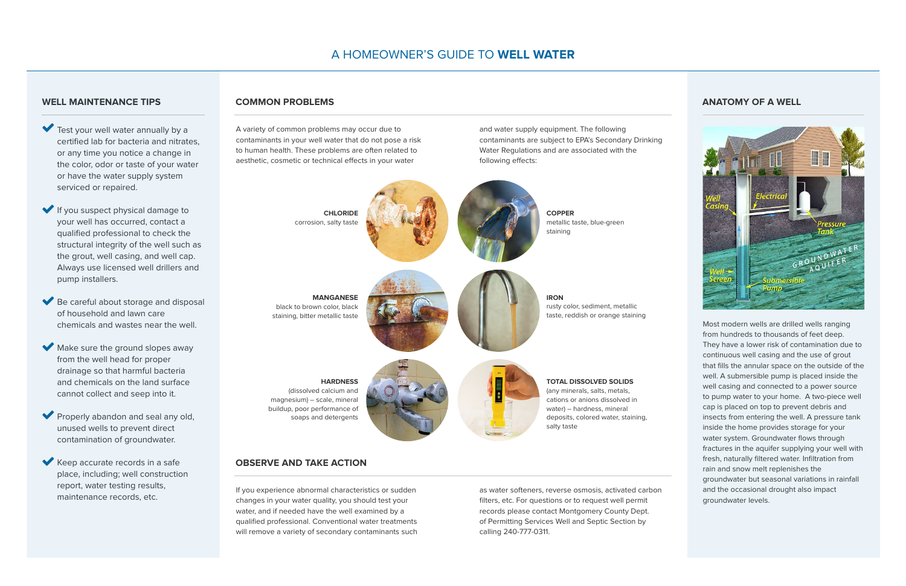# A HOMEOWNER'S GUIDE TO **WELL WATER**

## WELL MAINTENANCE TIPS

- Test your well water annually by a certified lab for bacteria and nitrates, or any time you notice a change in the color, odor or taste of your water or have the water supply system serviced or repaired.
- If you suspect physical damage to your well has occurred, contact a qualified professional to check the structural integrity of the well such as the grout, well casing, and well cap. Always use licensed well drillers and pump installers.
- Be careful about storage and disposal of household and lawn care chemicals and wastes near the well.
- Make sure the ground slopes away from the well head for proper drainage so that harmful bacteria and chemicals on the land surface cannot collect and seep into it.
- Properly abandon and seal any old, unused wells to prevent direct contamination of groundwater.
- Keep accurate records in a safe place, including; well construction report, water testing results, maintenance records, etc.

## COMMON PROBLEMS

A variety of common problems may occur due to contaminants in your well water that do not pose a risk to human health. These problems are often related to aesthetic, cosmetic or technical effects in your water and water supply equipment. The following contaminants are subject to EPA's Secondary Drinking Water Regulations and are associated with the following effects:

**CHLORIDE**
corrosion, salty taste

**COPPER**
metallic taste, blue-green staining

**MANGANESE**
black to brown color, black staining, bitter metallic taste

**IRON**
rusty color, sediment, metallic taste, reddish or orange staining

**HARDNESS**
(dissolved calcium and magnesium) – scale, mineral buildup, poor performance of soaps and detergents

**TOTAL DISSOLVED SOLIDS**
(any minerals, salts, metals, cations or anions dissolved in water) – hardness, mineral deposits, colored water, staining, salty taste

## OBSERVE AND TAKE ACTION

If you experience abnormal characteristics or sudden changes in your water quality, you should test your water, and if needed have the well examined by a qualified professional. Conventional water treatments will remove a variety of secondary contaminants such as water softeners, reverse osmosis, activated carbon filters, etc. For questions or to request well permit records please contact Montgomery County Dept. of Permitting Services Well and Septic Section by calling 240-777-0311.

## ANATOMY OF A WELL

Most modern wells are drilled wells ranging from hundreds to thousands of feet deep. They have a lower risk of contamination due to continuous well casing and the use of grout that fills the annular space on the outside of the well. A submersible pump is placed inside the well casing and connected to a power source to pump water to your home. A two-piece well cap is placed on top to prevent debris and insects from entering the well. A pressure tank inside the home provides storage for your water system. Groundwater flows through fractures in the aquifer supplying your well with fresh, naturally filtered water. Infiltration from rain and snow melt replenishes the groundwater but seasonal variations in rainfall and the occasional drought also impact groundwater levels.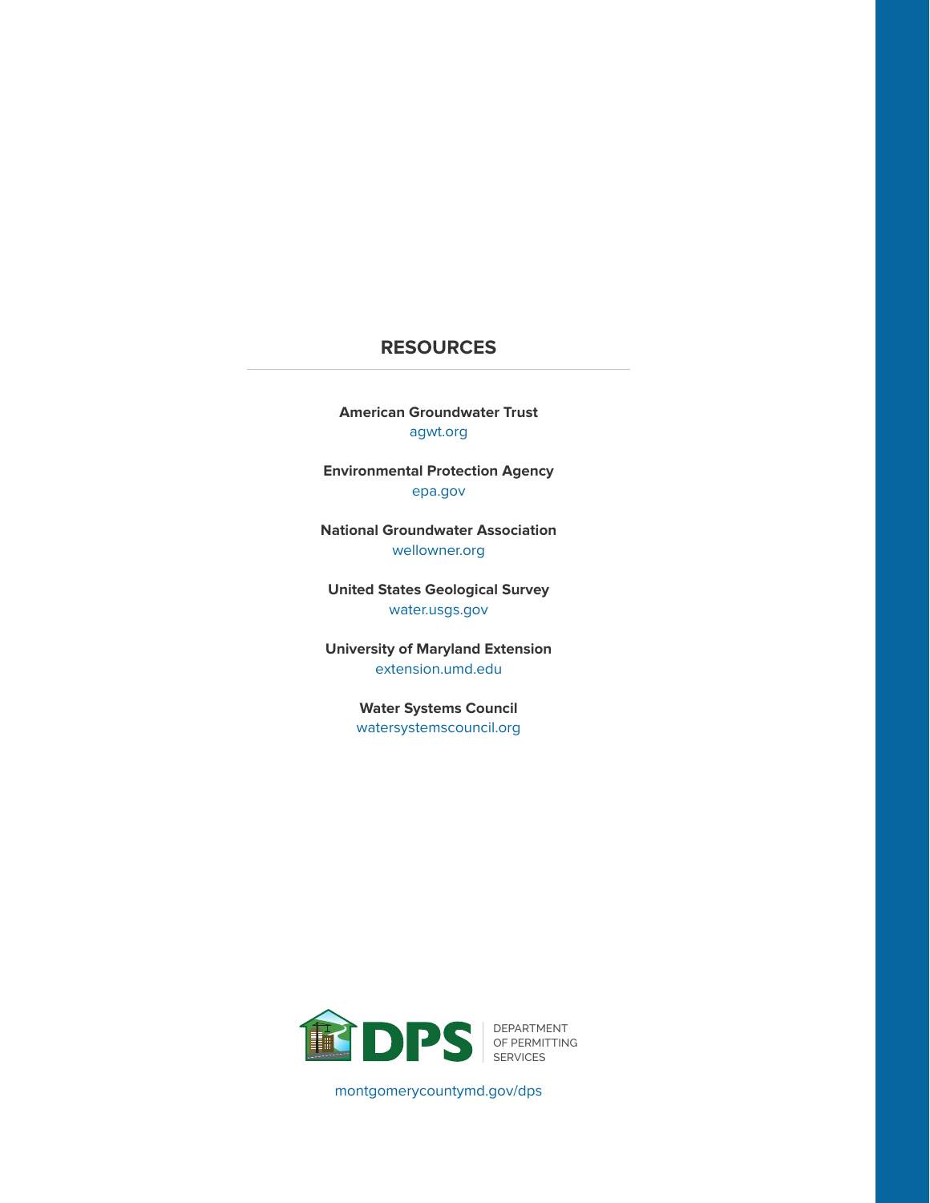## RESOURCES

**American Groundwater Trust**
agwt.org

**Environmental Protection Agency**
epa.gov

**National Groundwater Association**
wellowner.org

**United States Geological Survey**
water.usgs.gov

**University of Maryland Extension**
extension.umd.edu

**Water Systems Council**
watersystemscouncil.org

DPS | DEPARTMENT OF PERMITTING SERVICES

montgomerycountymd.gov/dps